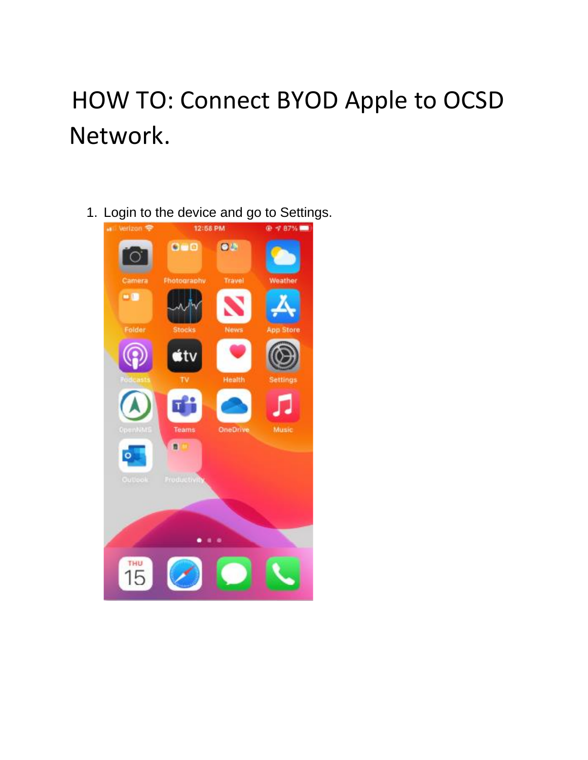# HOW TO: Connect BYOD Apple to OCSD Network.

1. Login to the device and go to Settings.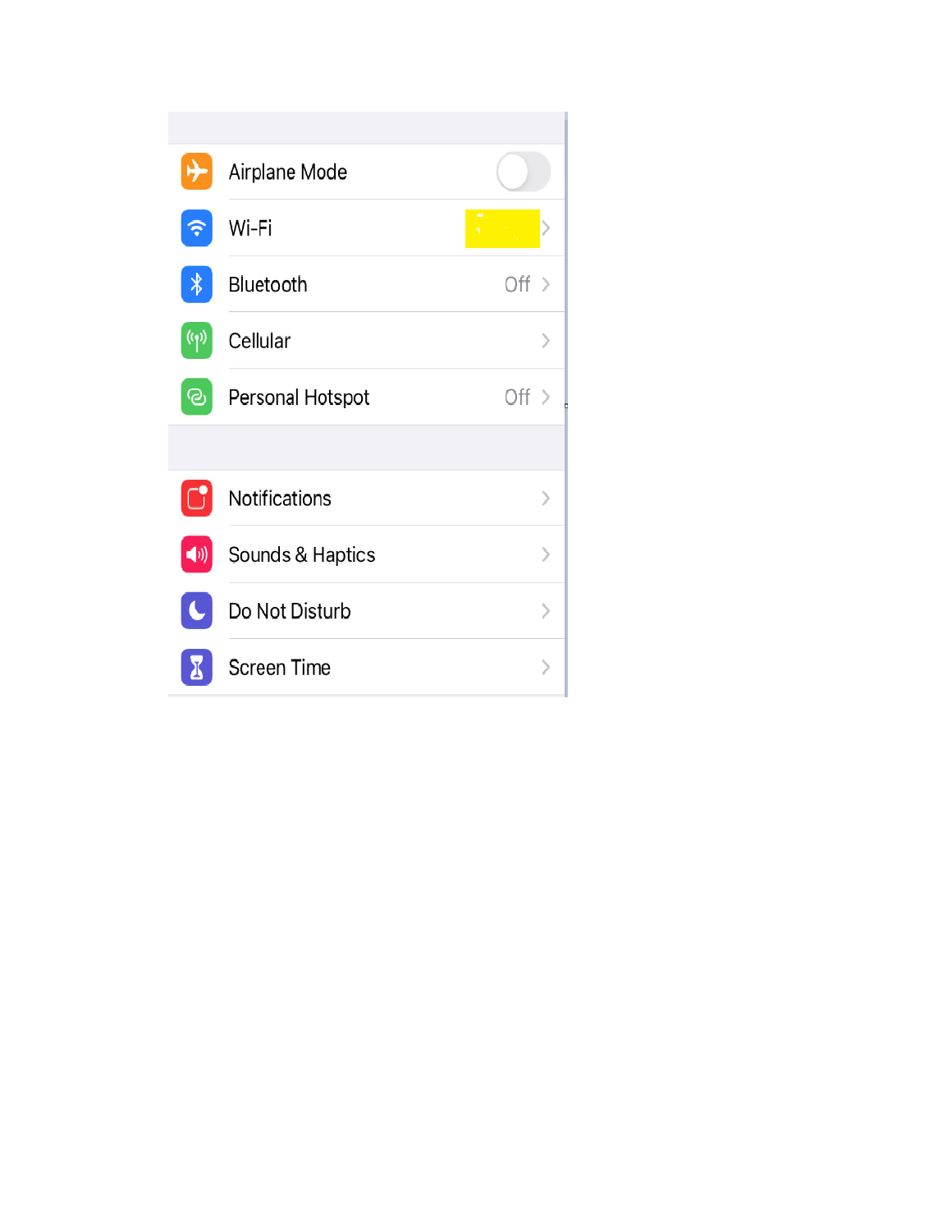Airplane Mode

Wi-Fi

Bluetooth Off

Cellular

Personal Hotspot Off

Notifications

Sounds & Haptics

Do Not Disturb

Screen Time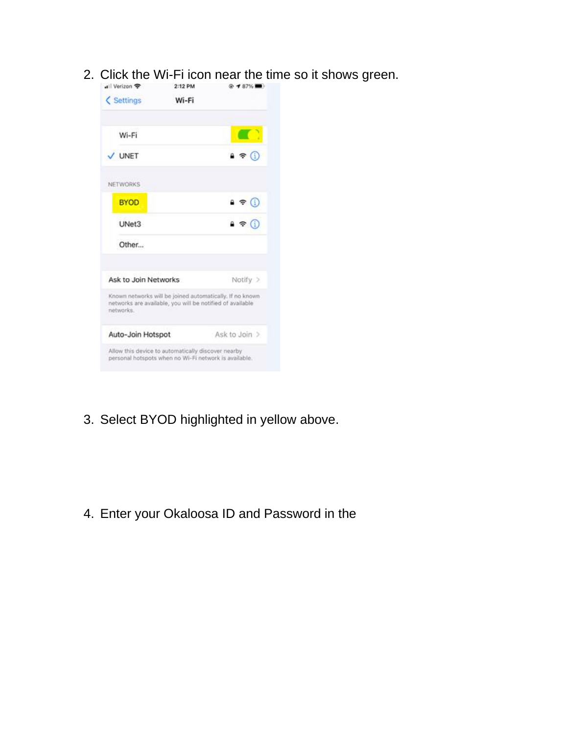2. Click the Wi-Fi icon near the time so it shows green.

3. Select BYOD highlighted in yellow above.

4. Enter your Okaloosa ID and Password in the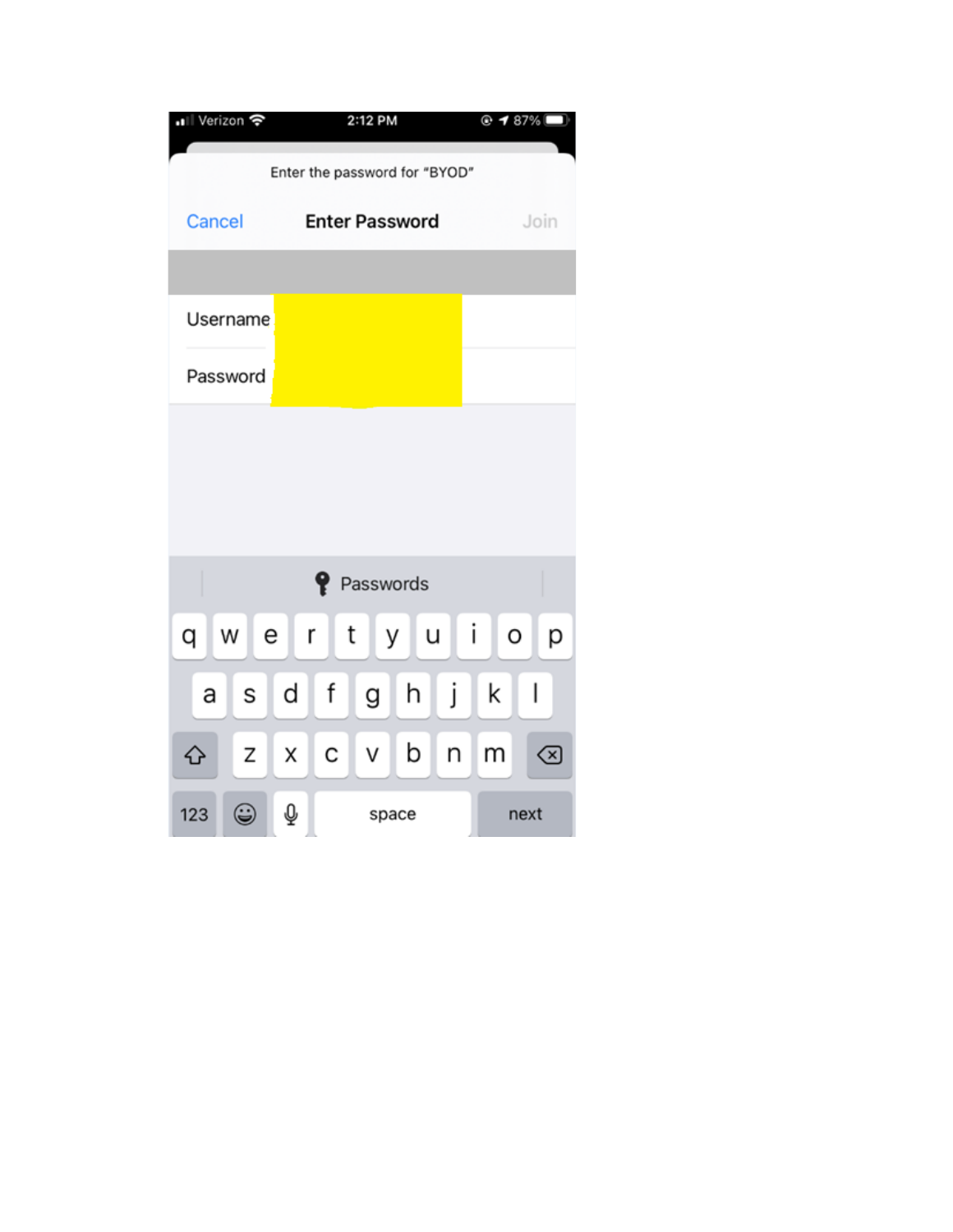Verizon 2:12 PM 87%

Enter the password for "BYOD"

Cancel **Enter Password** Join

Username

Password

Passwords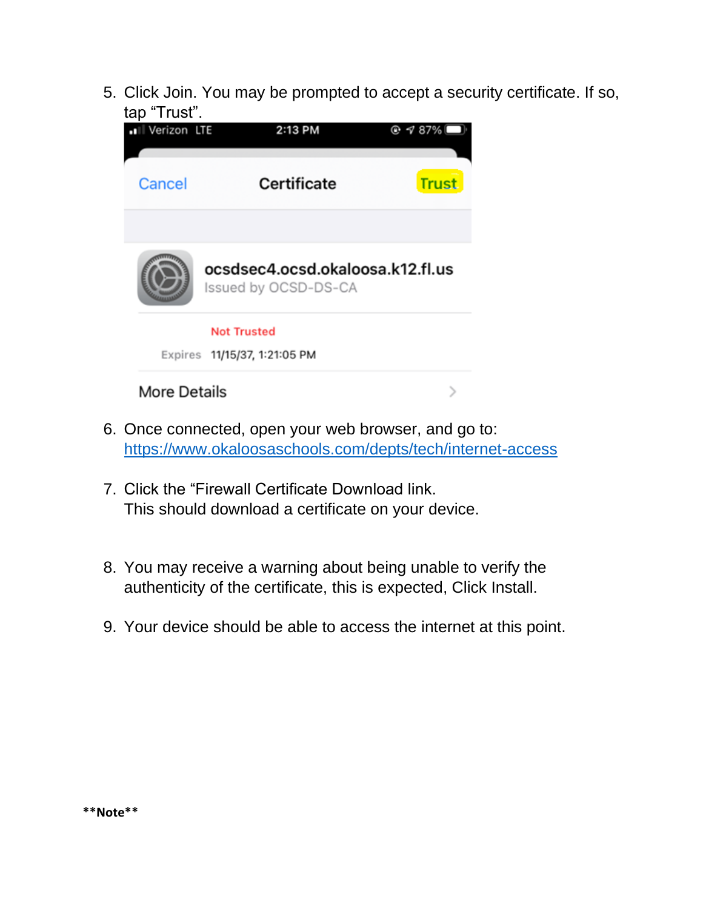5. Click Join. You may be prompted to accept a security certificate. If so, tap “Trust”.

6. Once connected, open your web browser, and go to: https://www.okaloosaschools.com/depts/tech/internet-access

7. Click the “Firewall Certificate Download link. This should download a certificate on your device.

8. You may receive a warning about being unable to verify the authenticity of the certificate, this is expected, Click Install.

9. Your device should be able to access the internet at this point.

**Note**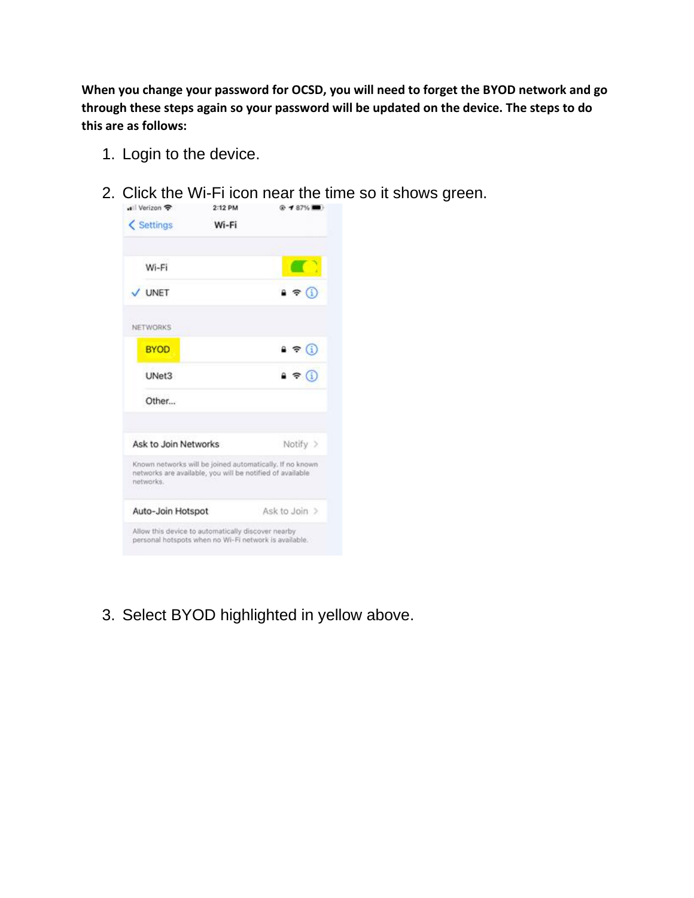**When you change your password for OCSD, you will need to forget the BYOD network and go through these steps again so your password will be updated on the device. The steps to do this are as follows:**

1. Login to the device.
2. Click the Wi-Fi icon near the time so it shows green.
3. Select BYOD highlighted in yellow above.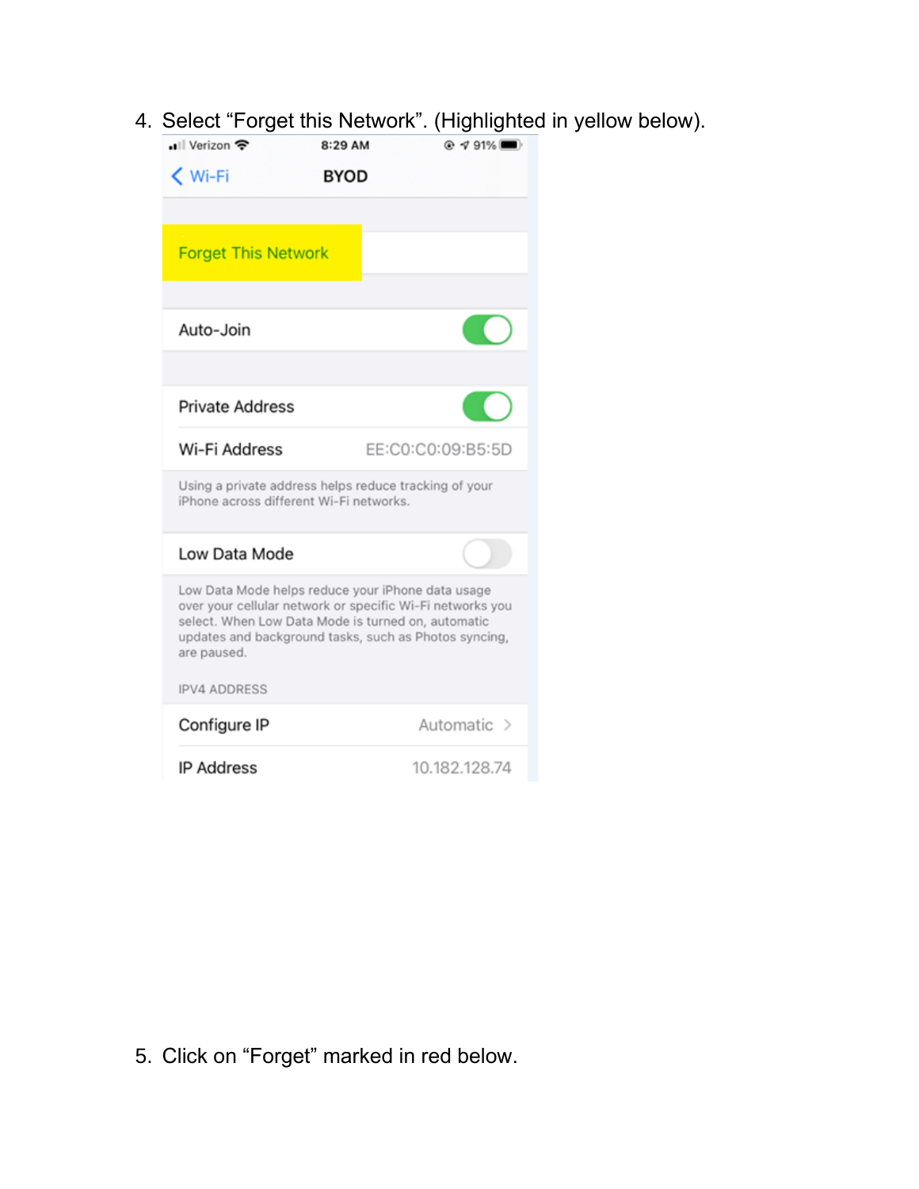4. Select “Forget this Network”. (Highlighted in yellow below).

5. Click on “Forget” marked in red below.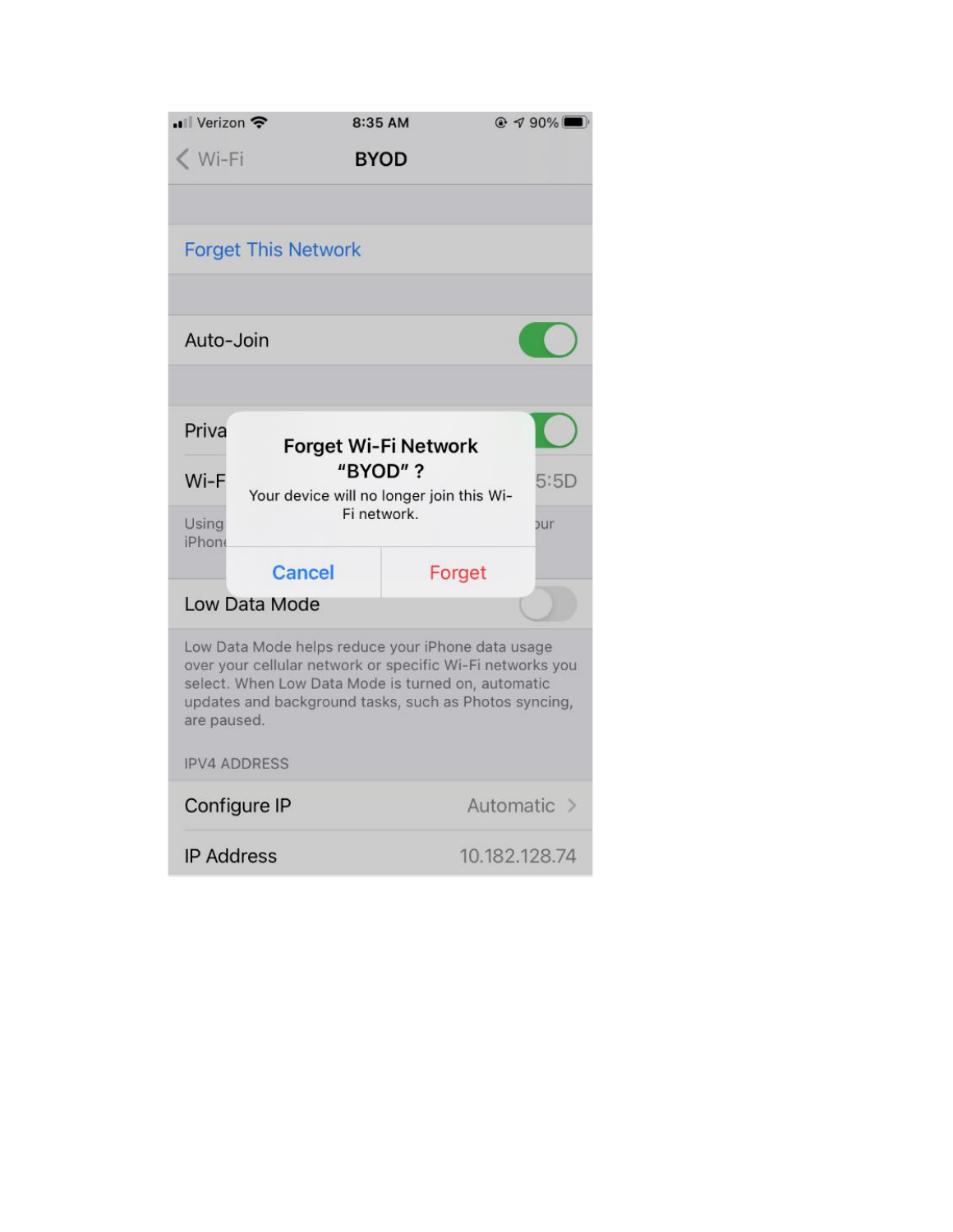Verizon 8:35 AM 90%

Wi-Fi **BYOD**

Forget This Network

Auto-Join

Priva

Wi-F 5:5D

Using our
iPhon

**Forget Wi-Fi Network "BYOD" ?**

Your device will no longer join this Wi-Fi network.

Cancel | Forget

Low Data Mode

Low Data Mode helps reduce your iPhone data usage over your cellular network or specific Wi-Fi networks you select. When Low Data Mode is turned on, automatic updates and background tasks, such as Photos syncing, are paused.

IPV4 ADDRESS

Configure IP Automatic

IP Address 10.182.128.74